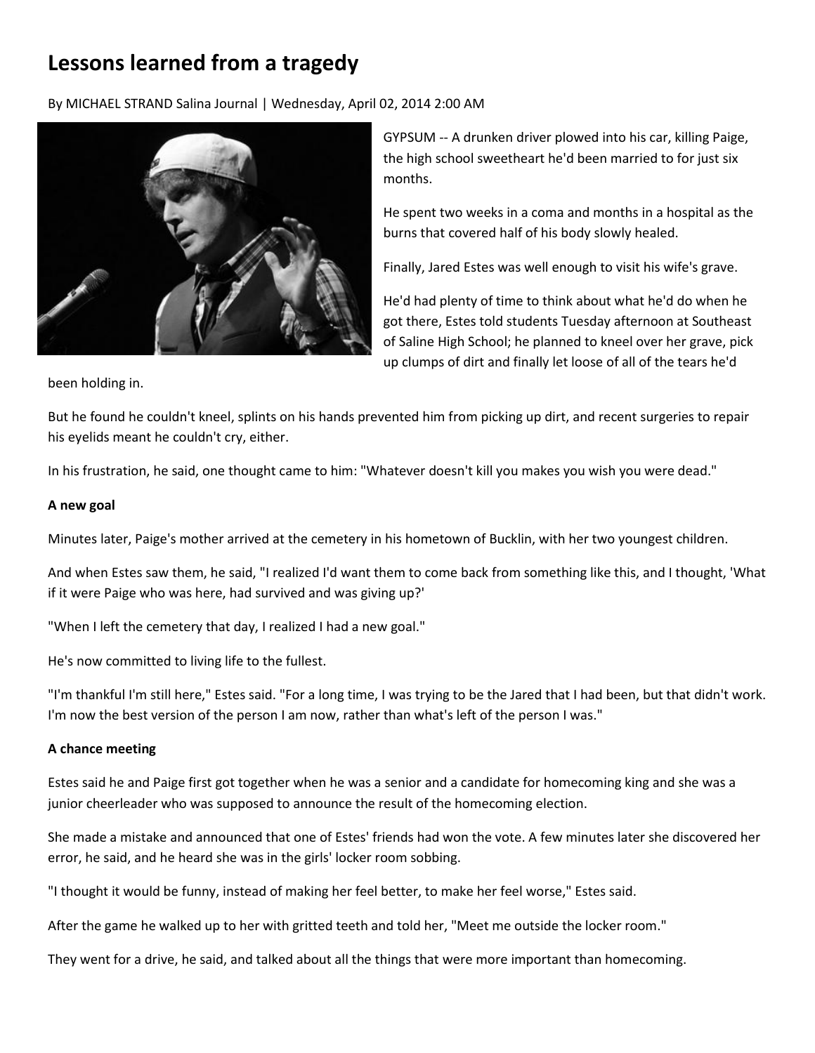# Lessons learned from a tragedy

By MICHAEL STRAND Salina Journal | Wednesday, April 02, 2014 2:00 AM

GYPSUM -- A drunken driver plowed into his car, killing Paige, the high school sweetheart he'd been married to for just six months.

He spent two weeks in a coma and months in a hospital as the burns that covered half of his body slowly healed.

Finally, Jared Estes was well enough to visit his wife's grave.

He'd had plenty of time to think about what he'd do when he got there, Estes told students Tuesday afternoon at Southeast of Saline High School; he planned to kneel over her grave, pick up clumps of dirt and finally let loose of all of the tears he'd been holding in.

But he found he couldn't kneel, splints on his hands prevented him from picking up dirt, and recent surgeries to repair his eyelids meant he couldn't cry, either.

In his frustration, he said, one thought came to him: "Whatever doesn't kill you makes you wish you were dead."

**A new goal**

Minutes later, Paige's mother arrived at the cemetery in his hometown of Bucklin, with her two youngest children.

And when Estes saw them, he said, "I realized I'd want them to come back from something like this, and I thought, 'What if it were Paige who was here, had survived and was giving up?'

"When I left the cemetery that day, I realized I had a new goal."

He's now committed to living life to the fullest.

"I'm thankful I'm still here," Estes said. "For a long time, I was trying to be the Jared that I had been, but that didn't work. I'm now the best version of the person I am now, rather than what's left of the person I was."

**A chance meeting**

Estes said he and Paige first got together when he was a senior and a candidate for homecoming king and she was a junior cheerleader who was supposed to announce the result of the homecoming election.

She made a mistake and announced that one of Estes' friends had won the vote. A few minutes later she discovered her error, he said, and he heard she was in the girls' locker room sobbing.

"I thought it would be funny, instead of making her feel better, to make her feel worse," Estes said.

After the game he walked up to her with gritted teeth and told her, "Meet me outside the locker room."

They went for a drive, he said, and talked about all the things that were more important than homecoming.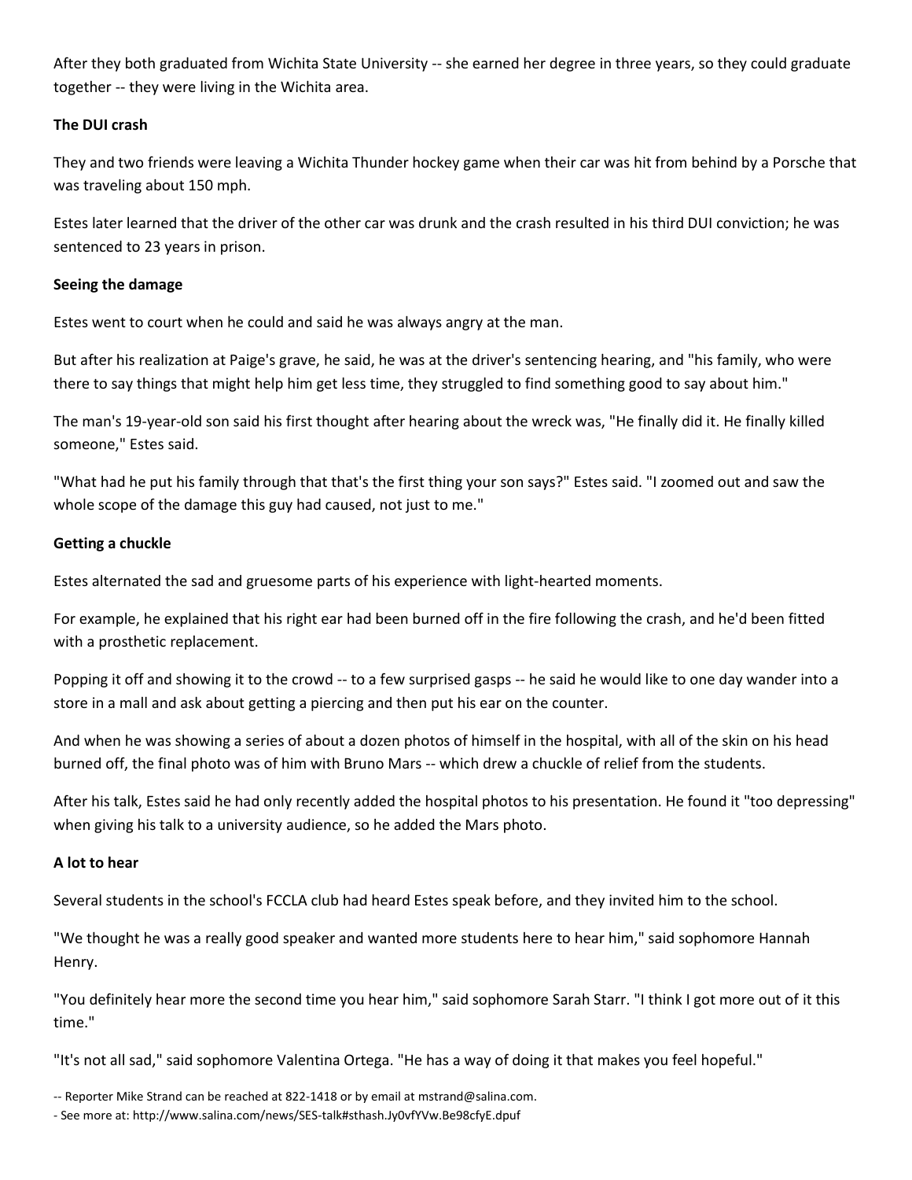After they both graduated from Wichita State University -- she earned her degree in three years, so they could graduate together -- they were living in the Wichita area.

**The DUI crash**

They and two friends were leaving a Wichita Thunder hockey game when their car was hit from behind by a Porsche that was traveling about 150 mph.

Estes later learned that the driver of the other car was drunk and the crash resulted in his third DUI conviction; he was sentenced to 23 years in prison.

**Seeing the damage**

Estes went to court when he could and said he was always angry at the man.

But after his realization at Paige's grave, he said, he was at the driver's sentencing hearing, and "his family, who were there to say things that might help him get less time, they struggled to find something good to say about him."

The man's 19-year-old son said his first thought after hearing about the wreck was, "He finally did it. He finally killed someone," Estes said.

"What had he put his family through that that's the first thing your son says?" Estes said. "I zoomed out and saw the whole scope of the damage this guy had caused, not just to me."

**Getting a chuckle**

Estes alternated the sad and gruesome parts of his experience with light-hearted moments.

For example, he explained that his right ear had been burned off in the fire following the crash, and he'd been fitted with a prosthetic replacement.

Popping it off and showing it to the crowd -- to a few surprised gasps -- he said he would like to one day wander into a store in a mall and ask about getting a piercing and then put his ear on the counter.

And when he was showing a series of about a dozen photos of himself in the hospital, with all of the skin on his head burned off, the final photo was of him with Bruno Mars -- which drew a chuckle of relief from the students.

After his talk, Estes said he had only recently added the hospital photos to his presentation. He found it "too depressing" when giving his talk to a university audience, so he added the Mars photo.

**A lot to hear**

Several students in the school's FCCLA club had heard Estes speak before, and they invited him to the school.

"We thought he was a really good speaker and wanted more students here to hear him," said sophomore Hannah Henry.

"You definitely hear more the second time you hear him," said sophomore Sarah Starr. "I think I got more out of it this time."

"It's not all sad," said sophomore Valentina Ortega. "He has a way of doing it that makes you feel hopeful."

-- Reporter Mike Strand can be reached at 822-1418 or by email at mstrand@salina.com.

- See more at: http://www.salina.com/news/SES-talk#sthash.Jy0vfYVw.Be98cfyE.dpuf